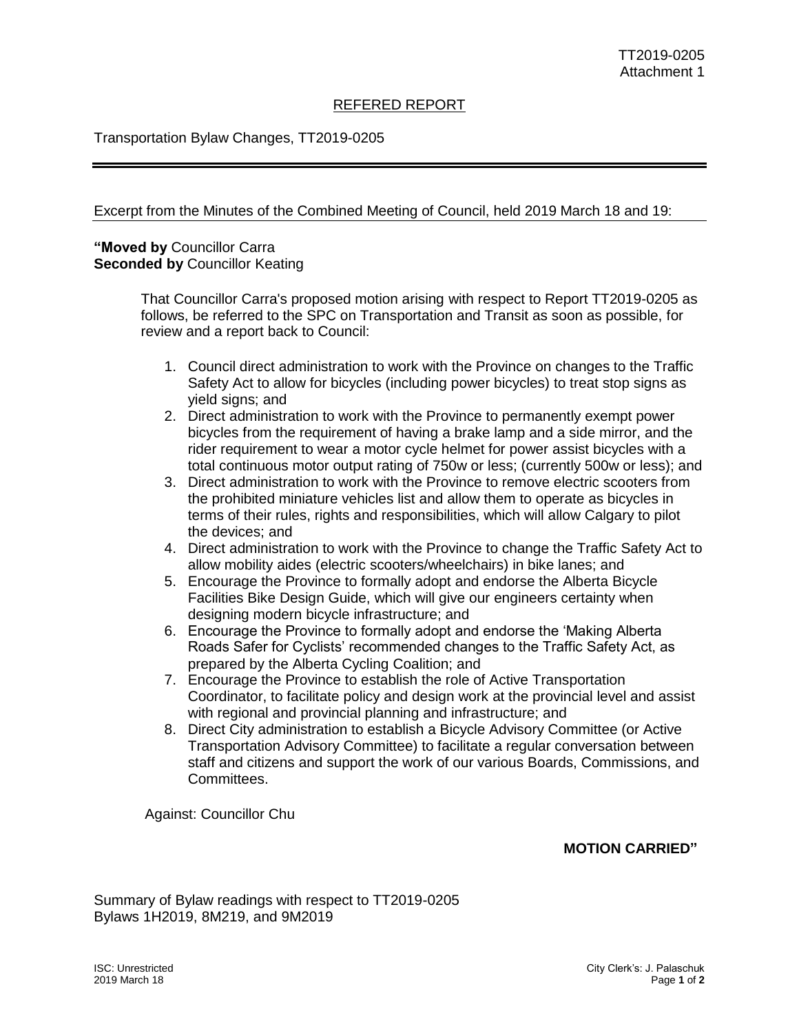TT2019-0205
Attachment 1

## REFERED REPORT

Transportation Bylaw Changes, TT2019-0205

---

Excerpt from the Minutes of the Combined Meeting of Council, held 2019 March 18 and 19:

**"Moved by** Councillor Carra
**Seconded by** Councillor Keating

That Councillor Carra's proposed motion arising with respect to Report TT2019-0205 as follows, be referred to the SPC on Transportation and Transit as soon as possible, for review and a report back to Council:

1. Council direct administration to work with the Province on changes to the Traffic Safety Act to allow for bicycles (including power bicycles) to treat stop signs as yield signs; and
2. Direct administration to work with the Province to permanently exempt power bicycles from the requirement of having a brake lamp and a side mirror, and the rider requirement to wear a motor cycle helmet for power assist bicycles with a total continuous motor output rating of 750w or less; (currently 500w or less); and
3. Direct administration to work with the Province to remove electric scooters from the prohibited miniature vehicles list and allow them to operate as bicycles in terms of their rules, rights and responsibilities, which will allow Calgary to pilot the devices; and
4. Direct administration to work with the Province to change the Traffic Safety Act to allow mobility aides (electric scooters/wheelchairs) in bike lanes; and
5. Encourage the Province to formally adopt and endorse the Alberta Bicycle Facilities Bike Design Guide, which will give our engineers certainty when designing modern bicycle infrastructure; and
6. Encourage the Province to formally adopt and endorse the 'Making Alberta Roads Safer for Cyclists' recommended changes to the Traffic Safety Act, as prepared by the Alberta Cycling Coalition; and
7. Encourage the Province to establish the role of Active Transportation Coordinator, to facilitate policy and design work at the provincial level and assist with regional and provincial planning and infrastructure; and
8. Direct City administration to establish a Bicycle Advisory Committee (or Active Transportation Advisory Committee) to facilitate a regular conversation between staff and citizens and support the work of our various Boards, Commissions, and Committees.

Against: Councillor Chu

**MOTION CARRIED"**

Summary of Bylaw readings with respect to TT2019-0205
Bylaws 1H2019, 8M219, and 9M2019

ISC: Unrestricted
2019 March 18

City Clerk's: J. Palaschuk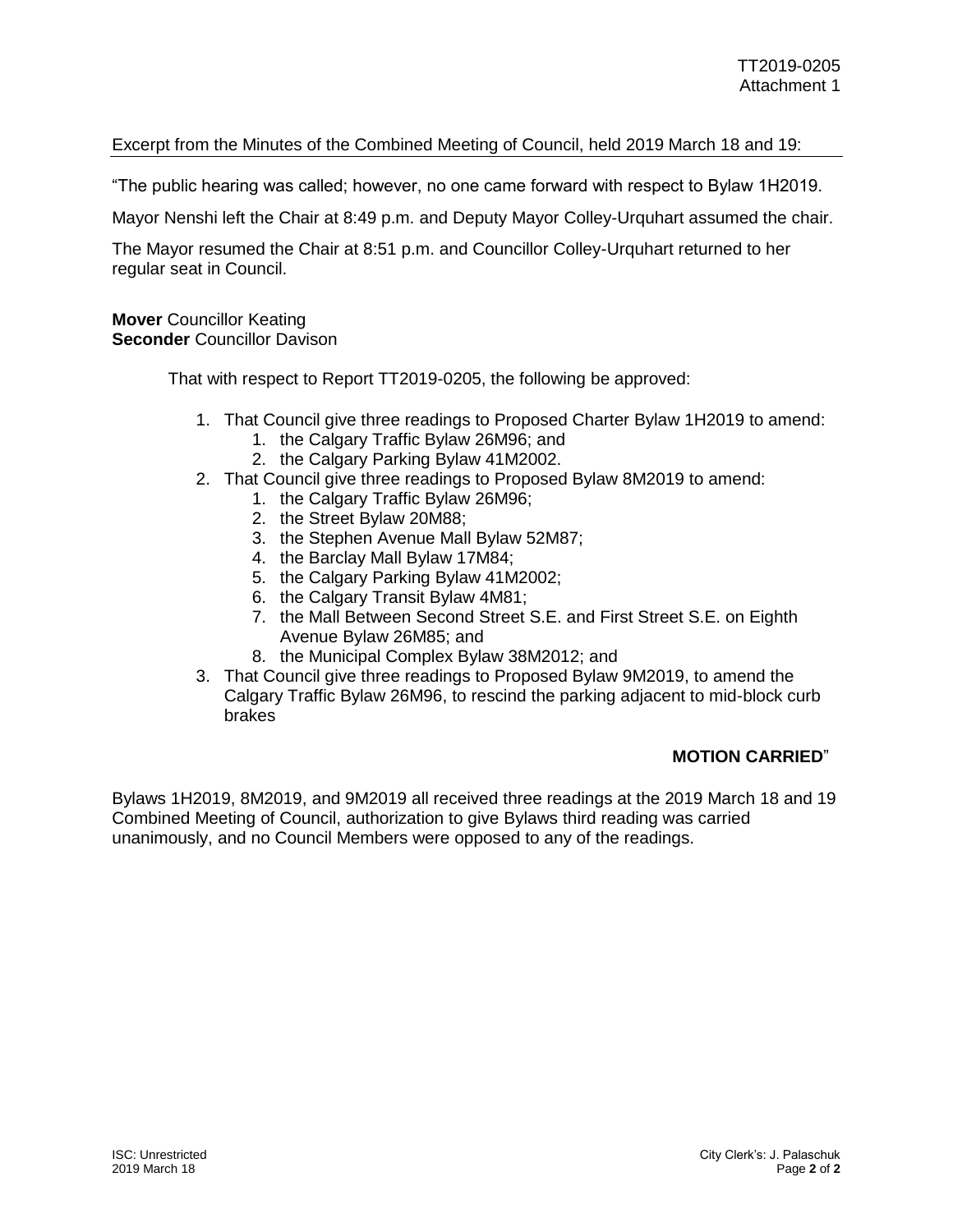Excerpt from the Minutes of the Combined Meeting of Council, held 2019 March 18 and 19:

"The public hearing was called; however, no one came forward with respect to Bylaw 1H2019.

Mayor Nenshi left the Chair at 8:49 p.m. and Deputy Mayor Colley-Urquhart assumed the chair.

The Mayor resumed the Chair at 8:51 p.m. and Councillor Colley-Urquhart returned to her regular seat in Council.

**Mover** Councillor Keating
**Seconder** Councillor Davison

That with respect to Report TT2019-0205, the following be approved:

1. That Council give three readings to Proposed Charter Bylaw 1H2019 to amend:
   1. the Calgary Traffic Bylaw 26M96; and
   2. the Calgary Parking Bylaw 41M2002.
2. That Council give three readings to Proposed Bylaw 8M2019 to amend:
   1. the Calgary Traffic Bylaw 26M96;
   2. the Street Bylaw 20M88;
   3. the Stephen Avenue Mall Bylaw 52M87;
   4. the Barclay Mall Bylaw 17M84;
   5. the Calgary Parking Bylaw 41M2002;
   6. the Calgary Transit Bylaw 4M81;
   7. the Mall Between Second Street S.E. and First Street S.E. on Eighth Avenue Bylaw 26M85; and
   8. the Municipal Complex Bylaw 38M2012; and
3. That Council give three readings to Proposed Bylaw 9M2019, to amend the Calgary Traffic Bylaw 26M96, to rescind the parking adjacent to mid-block curb brakes

**MOTION CARRIED**"

Bylaws 1H2019, 8M2019, and 9M2019 all received three readings at the 2019 March 18 and 19 Combined Meeting of Council, authorization to give Bylaws third reading was carried unanimously, and no Council Members were opposed to any of the readings.